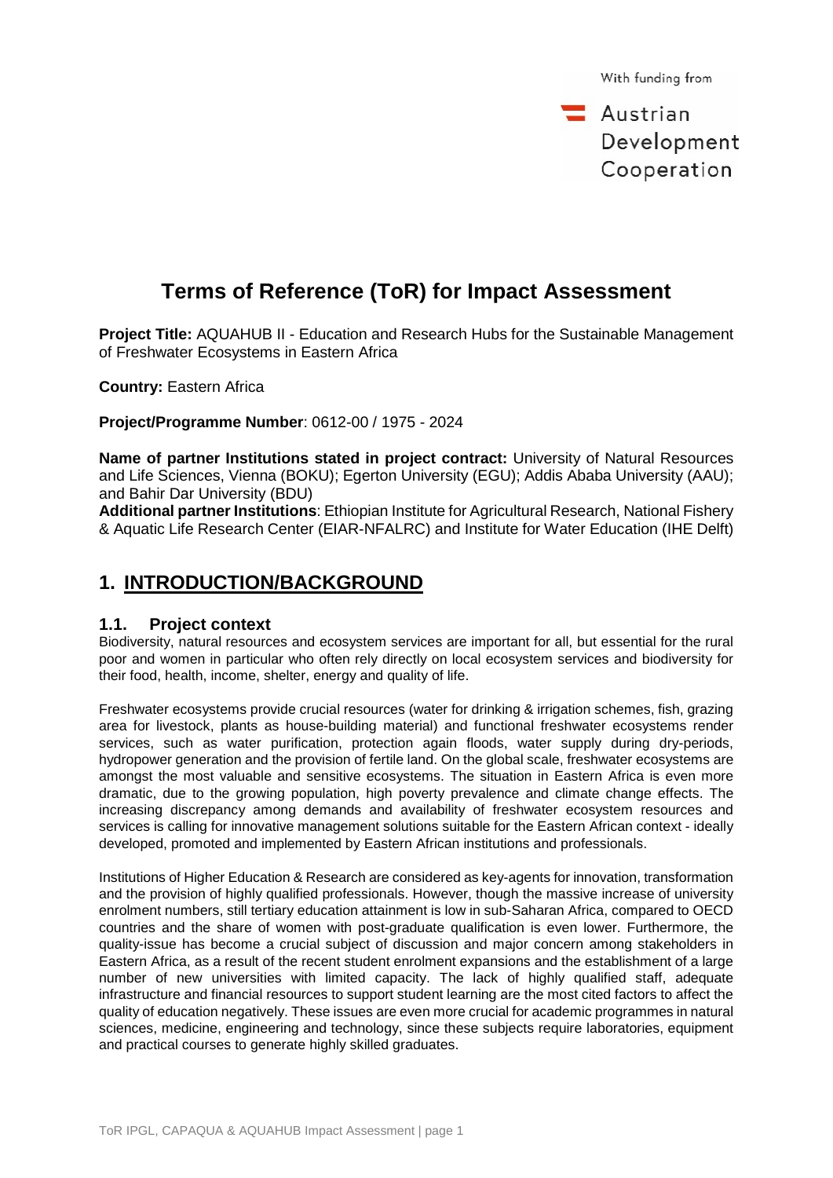With funding from

Austrian Development Cooperation

# Terms of Reference (ToR) for Impact Assessment

**Project Title:** AQUAHUB II - Education and Research Hubs for the Sustainable Management of Freshwater Ecosystems in Eastern Africa

**Country:** Eastern Africa

**Project/Programme Number**: 0612-00 / 1975 - 2024

**Name of partner Institutions stated in project contract:** University of Natural Resources and Life Sciences, Vienna (BOKU); Egerton University (EGU); Addis Ababa University (AAU); and Bahir Dar University (BDU)

**Additional partner Institutions**: Ethiopian Institute for Agricultural Research, National Fishery & Aquatic Life Research Center (EIAR-NFALRC) and Institute for Water Education (IHE Delft)

## 1. INTRODUCTION/BACKGROUND

### 1.1. Project context

Biodiversity, natural resources and ecosystem services are important for all, but essential for the rural poor and women in particular who often rely directly on local ecosystem services and biodiversity for their food, health, income, shelter, energy and quality of life.

Freshwater ecosystems provide crucial resources (water for drinking & irrigation schemes, fish, grazing area for livestock, plants as house-building material) and functional freshwater ecosystems render services, such as water purification, protection again floods, water supply during dry-periods, hydropower generation and the provision of fertile land. On the global scale, freshwater ecosystems are amongst the most valuable and sensitive ecosystems. The situation in Eastern Africa is even more dramatic, due to the growing population, high poverty prevalence and climate change effects. The increasing discrepancy among demands and availability of freshwater ecosystem resources and services is calling for innovative management solutions suitable for the Eastern African context - ideally developed, promoted and implemented by Eastern African institutions and professionals.

Institutions of Higher Education & Research are considered as key-agents for innovation, transformation and the provision of highly qualified professionals. However, though the massive increase of university enrolment numbers, still tertiary education attainment is low in sub-Saharan Africa, compared to OECD countries and the share of women with post-graduate qualification is even lower. Furthermore, the quality-issue has become a crucial subject of discussion and major concern among stakeholders in Eastern Africa, as a result of the recent student enrolment expansions and the establishment of a large number of new universities with limited capacity. The lack of highly qualified staff, adequate infrastructure and financial resources to support student learning are the most cited factors to affect the quality of education negatively. These issues are even more crucial for academic programmes in natural sciences, medicine, engineering and technology, since these subjects require laboratories, equipment and practical courses to generate highly skilled graduates.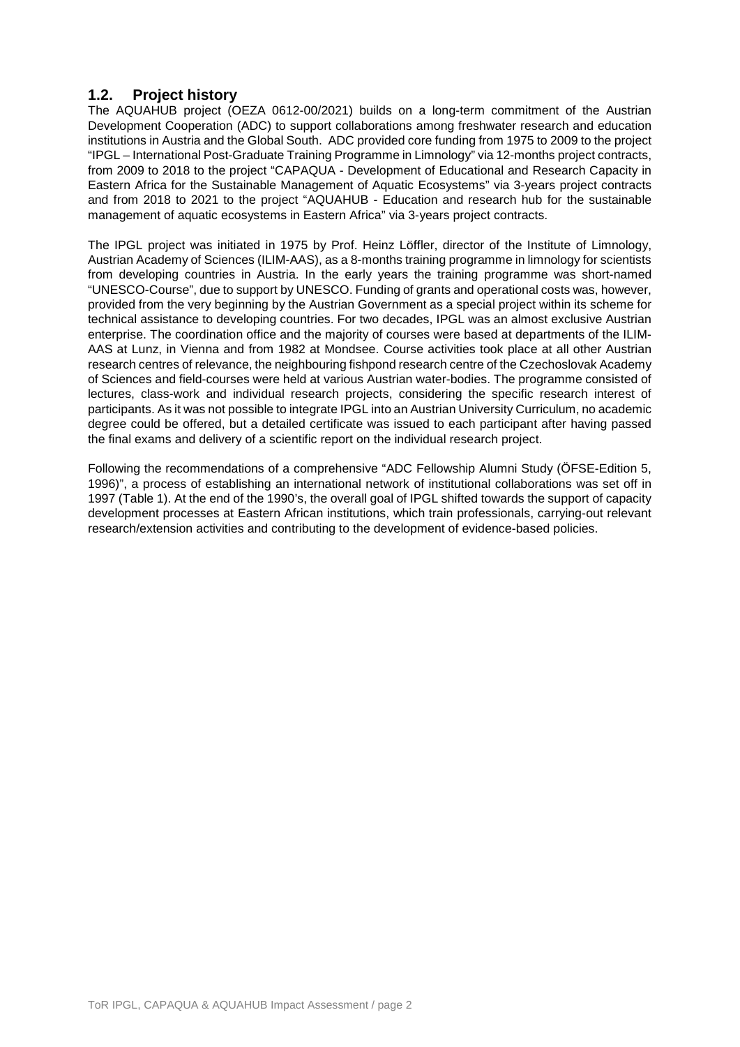## 1.2. Project history

The AQUAHUB project (OEZA 0612-00/2021) builds on a long-term commitment of the Austrian Development Cooperation (ADC) to support collaborations among freshwater research and education institutions in Austria and the Global South. ADC provided core funding from 1975 to 2009 to the project "IPGL – International Post-Graduate Training Programme in Limnology" via 12-months project contracts, from 2009 to 2018 to the project "CAPAQUA - Development of Educational and Research Capacity in Eastern Africa for the Sustainable Management of Aquatic Ecosystems" via 3-years project contracts and from 2018 to 2021 to the project "AQUAHUB - Education and research hub for the sustainable management of aquatic ecosystems in Eastern Africa" via 3-years project contracts.

The IPGL project was initiated in 1975 by Prof. Heinz Löffler, director of the Institute of Limnology, Austrian Academy of Sciences (ILIM-AAS), as a 8-months training programme in limnology for scientists from developing countries in Austria. In the early years the training programme was short-named "UNESCO-Course", due to support by UNESCO. Funding of grants and operational costs was, however, provided from the very beginning by the Austrian Government as a special project within its scheme for technical assistance to developing countries. For two decades, IPGL was an almost exclusive Austrian enterprise. The coordination office and the majority of courses were based at departments of the ILIM-AAS at Lunz, in Vienna and from 1982 at Mondsee. Course activities took place at all other Austrian research centres of relevance, the neighbouring fishpond research centre of the Czechoslovak Academy of Sciences and field-courses were held at various Austrian water-bodies. The programme consisted of lectures, class-work and individual research projects, considering the specific research interest of participants. As it was not possible to integrate IPGL into an Austrian University Curriculum, no academic degree could be offered, but a detailed certificate was issued to each participant after having passed the final exams and delivery of a scientific report on the individual research project.

Following the recommendations of a comprehensive "ADC Fellowship Alumni Study (ÖFSE-Edition 5, 1996)", a process of establishing an international network of institutional collaborations was set off in 1997 (Table 1). At the end of the 1990's, the overall goal of IPGL shifted towards the support of capacity development processes at Eastern African institutions, which train professionals, carrying-out relevant research/extension activities and contributing to the development of evidence-based policies.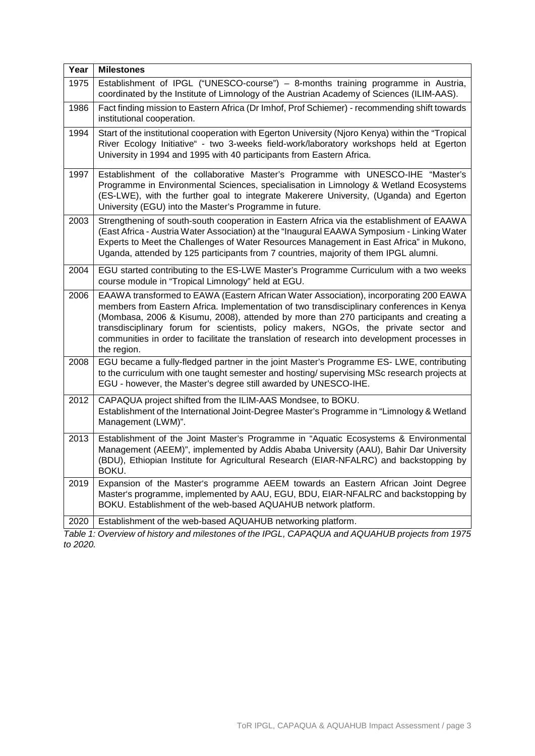| Year | Milestones |
|---|---|
| 1975 | Establishment of IPGL ("UNESCO-course") – 8-months training programme in Austria, coordinated by the Institute of Limnology of the Austrian Academy of Sciences (ILIM-AAS). |
| 1986 | Fact finding mission to Eastern Africa (Dr Imhof, Prof Schiemer) - recommending shift towards institutional cooperation. |
| 1994 | Start of the institutional cooperation with Egerton University (Njoro Kenya) within the "Tropical River Ecology Initiative" - two 3-weeks field-work/laboratory workshops held at Egerton University in 1994 and 1995 with 40 participants from Eastern Africa. |
| 1997 | Establishment of the collaborative Master's Programme with UNESCO-IHE "Master's Programme in Environmental Sciences, specialisation in Limnology & Wetland Ecosystems (ES-LWE), with the further goal to integrate Makerere University, (Uganda) and Egerton University (EGU) into the Master's Programme in future. |
| 2003 | Strengthening of south-south cooperation in Eastern Africa via the establishment of EAAWA (East Africa - Austria Water Association) at the "Inaugural EAAWA Symposium - Linking Water Experts to Meet the Challenges of Water Resources Management in East Africa" in Mukono, Uganda, attended by 125 participants from 7 countries, majority of them IPGL alumni. |
| 2004 | EGU started contributing to the ES-LWE Master's Programme Curriculum with a two weeks course module in "Tropical Limnology" held at EGU. |
| 2006 | EAAWA transformed to EAWA (Eastern African Water Association), incorporating 200 EAWA members from Eastern Africa. Implementation of two transdisciplinary conferences in Kenya (Mombasa, 2006 & Kisumu, 2008), attended by more than 270 participants and creating a transdisciplinary forum for scientists, policy makers, NGOs, the private sector and communities in order to facilitate the translation of research into development processes in the region. |
| 2008 | EGU became a fully-fledged partner in the joint Master's Programme ES- LWE, contributing to the curriculum with one taught semester and hosting/ supervising MSc research projects at EGU - however, the Master's degree still awarded by UNESCO-IHE. |
| 2012 | CAPAQUA project shifted from the ILIM-AAS Mondsee, to BOKU. Establishment of the International Joint-Degree Master's Programme in "Limnology & Wetland Management (LWM)". |
| 2013 | Establishment of the Joint Master's Programme in "Aquatic Ecosystems & Environmental Management (AEEM)", implemented by Addis Ababa University (AAU), Bahir Dar University (BDU), Ethiopian Institute for Agricultural Research (EIAR-NFALRC) and backstopping by BOKU. |
| 2019 | Expansion of the Master's programme AEEM towards an Eastern African Joint Degree Master's programme, implemented by AAU, EGU, BDU, EIAR-NFALRC and backstopping by BOKU. Establishment of the web-based AQUAHUB network platform. |
| 2020 | Establishment of the web-based AQUAHUB networking platform. |

*Table 1: Overview of history and milestones of the IPGL, CAPAQUA and AQUAHUB projects from 1975 to 2020.*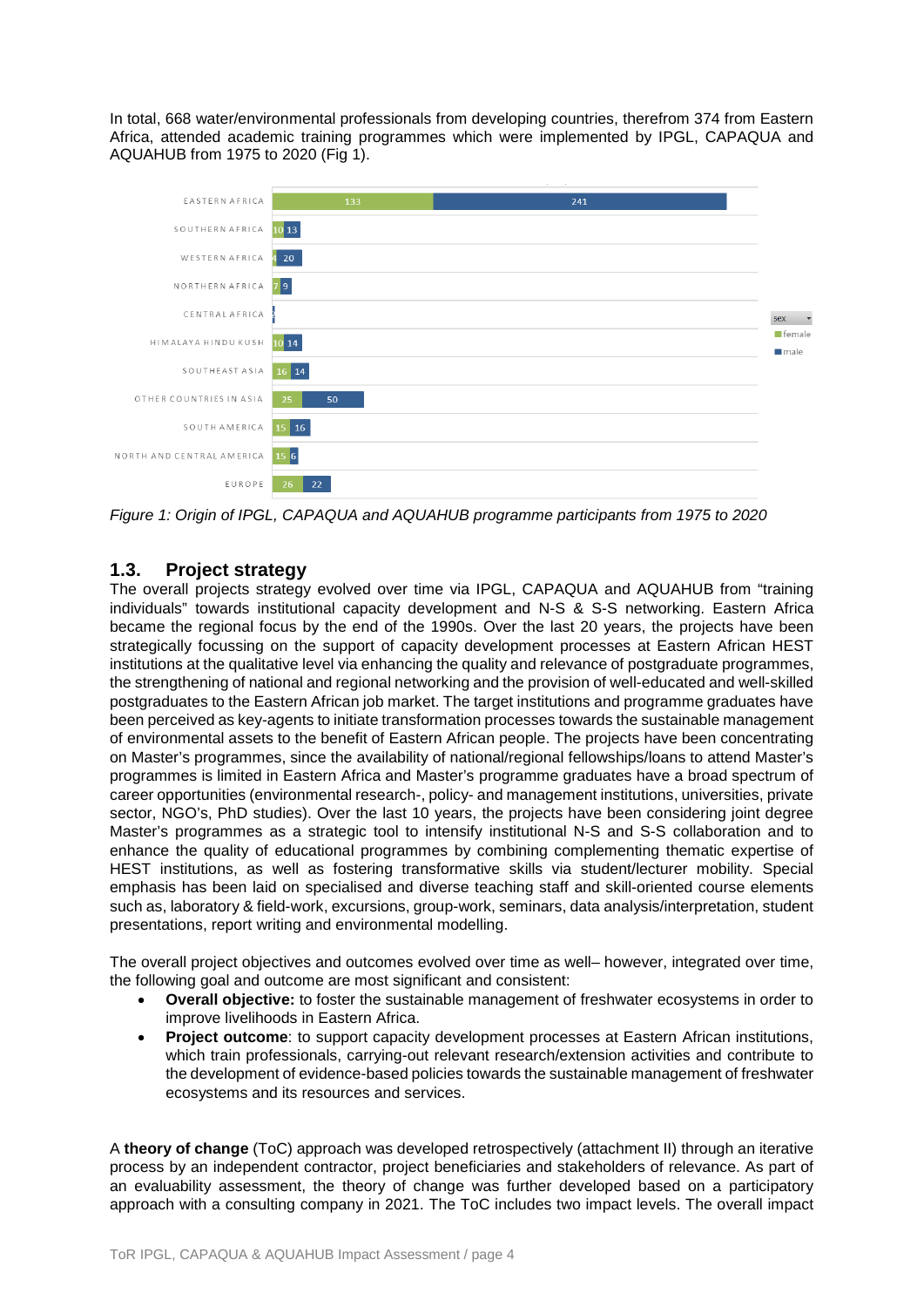In total, 668 water/environmental professionals from developing countries, therefrom 374 from Eastern Africa, attended academic training programmes which were implemented by IPGL, CAPAQUA and AQUAHUB from 1975 to 2020 (Fig 1).

| Region | female | male |
|---|---|---|
| EASTERN AFRICA | 133 | 241 |
| SOUTHERN AFRICA | 10 | 13 |
| WESTERN AFRICA | 4 | 20 |
| NORTHERN AFRICA | 7 | 9 |
| CENTRAL AFRICA | | |
| HIMALAYA HINDU KUSH | 10 | 14 |
| SOUTHEAST ASIA | 16 | 14 |
| OTHER COUNTRIES IN ASIA | 25 | 50 |
| SOUTH AMERICA | 15 | 16 |
| NORTH AND CENTRAL AMERICA | 15 | 6 |
| EUROPE | 26 | 22 |

*Figure 1: Origin of IPGL, CAPAQUA and AQUAHUB programme participants from 1975 to 2020*

## 1.3. Project strategy

The overall projects strategy evolved over time via IPGL, CAPAQUA and AQUAHUB from "training individuals" towards institutional capacity development and N-S & S-S networking. Eastern Africa became the regional focus by the end of the 1990s. Over the last 20 years, the projects have been strategically focussing on the support of capacity development processes at Eastern African HEST institutions at the qualitative level via enhancing the quality and relevance of postgraduate programmes, the strengthening of national and regional networking and the provision of well-educated and well-skilled postgraduates to the Eastern African job market. The target institutions and programme graduates have been perceived as key-agents to initiate transformation processes towards the sustainable management of environmental assets to the benefit of Eastern African people. The projects have been concentrating on Master's programmes, since the availability of national/regional fellowships/loans to attend Master's programmes is limited in Eastern Africa and Master's programme graduates have a broad spectrum of career opportunities (environmental research-, policy- and management institutions, universities, private sector, NGO's, PhD studies). Over the last 10 years, the projects have been considering joint degree Master's programmes as a strategic tool to intensify institutional N-S and S-S collaboration and to enhance the quality of educational programmes by combining complementing thematic expertise of HEST institutions, as well as fostering transformative skills via student/lecturer mobility. Special emphasis has been laid on specialised and diverse teaching staff and skill-oriented course elements such as, laboratory & field-work, excursions, group-work, seminars, data analysis/interpretation, student presentations, report writing and environmental modelling.

The overall project objectives and outcomes evolved over time as well– however, integrated over time, the following goal and outcome are most significant and consistent:

- **Overall objective:** to foster the sustainable management of freshwater ecosystems in order to improve livelihoods in Eastern Africa.
- **Project outcome**: to support capacity development processes at Eastern African institutions, which train professionals, carrying-out relevant research/extension activities and contribute to the development of evidence-based policies towards the sustainable management of freshwater ecosystems and its resources and services.

A **theory of change** (ToC) approach was developed retrospectively (attachment II) through an iterative process by an independent contractor, project beneficiaries and stakeholders of relevance. As part of an evaluability assessment, the theory of change was further developed based on a participatory approach with a consulting company in 2021. The ToC includes two impact levels. The overall impact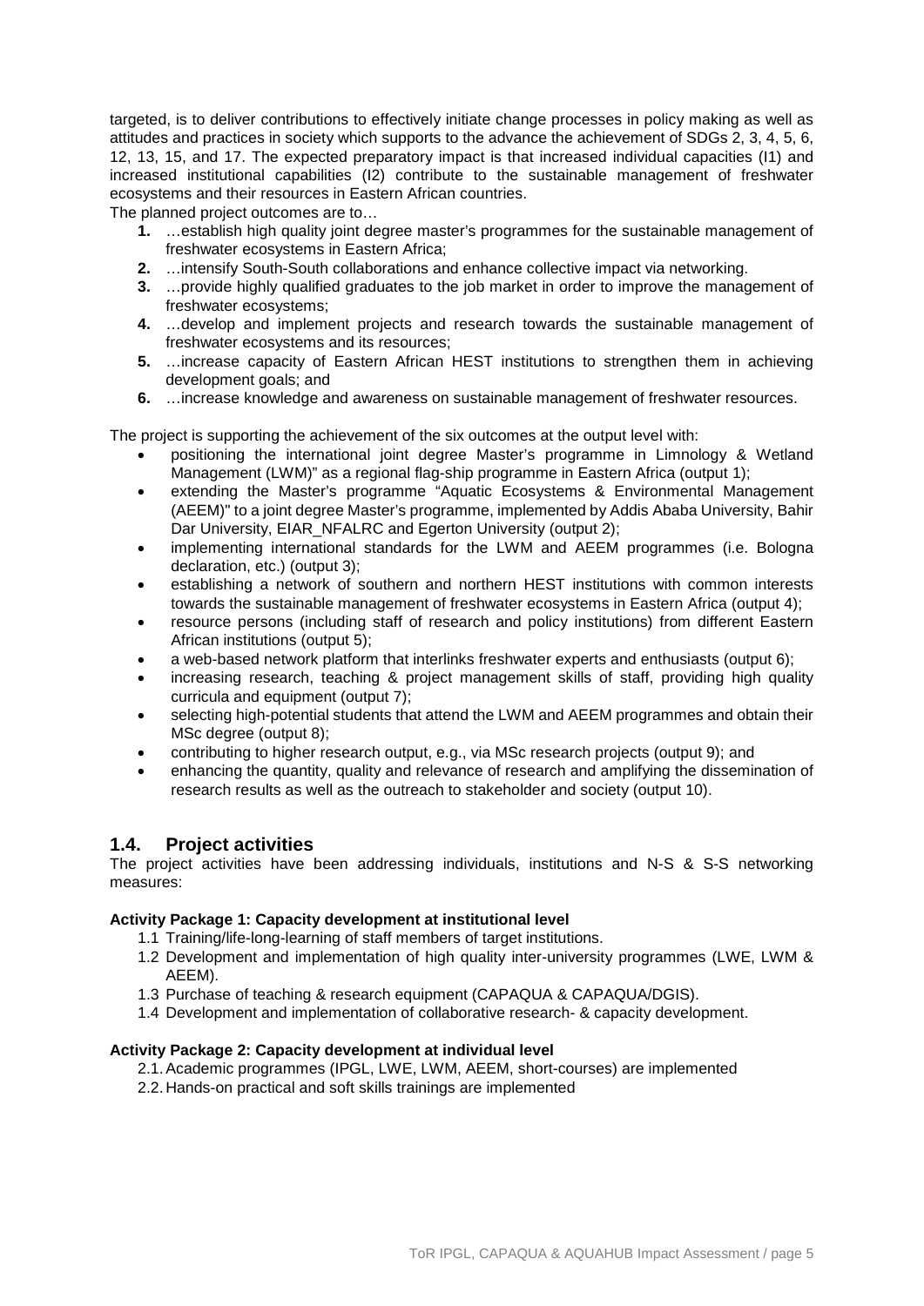targeted, is to deliver contributions to effectively initiate change processes in policy making as well as attitudes and practices in society which supports to the advance the achievement of SDGs 2, 3, 4, 5, 6, 12, 13, 15, and 17. The expected preparatory impact is that increased individual capacities (I1) and increased institutional capabilities (I2) contribute to the sustainable management of freshwater ecosystems and their resources in Eastern African countries.

The planned project outcomes are to…

1. …establish high quality joint degree master's programmes for the sustainable management of freshwater ecosystems in Eastern Africa;
2. …intensify South-South collaborations and enhance collective impact via networking.
3. …provide highly qualified graduates to the job market in order to improve the management of freshwater ecosystems;
4. …develop and implement projects and research towards the sustainable management of freshwater ecosystems and its resources;
5. …increase capacity of Eastern African HEST institutions to strengthen them in achieving development goals; and
6. …increase knowledge and awareness on sustainable management of freshwater resources.

The project is supporting the achievement of the six outcomes at the output level with:

- positioning the international joint degree Master's programme in Limnology & Wetland Management (LWM)" as a regional flag-ship programme in Eastern Africa (output 1);
- extending the Master's programme "Aquatic Ecosystems & Environmental Management (AEEM)" to a joint degree Master's programme, implemented by Addis Ababa University, Bahir Dar University, EIAR_NFALRC and Egerton University (output 2);
- implementing international standards for the LWM and AEEM programmes (i.e. Bologna declaration, etc.) (output 3);
- establishing a network of southern and northern HEST institutions with common interests towards the sustainable management of freshwater ecosystems in Eastern Africa (output 4);
- resource persons (including staff of research and policy institutions) from different Eastern African institutions (output 5);
- a web-based network platform that interlinks freshwater experts and enthusiasts (output 6);
- increasing research, teaching & project management skills of staff, providing high quality curricula and equipment (output 7);
- selecting high-potential students that attend the LWM and AEEM programmes and obtain their MSc degree (output 8);
- contributing to higher research output, e.g., via MSc research projects (output 9); and
- enhancing the quantity, quality and relevance of research and amplifying the dissemination of research results as well as the outreach to stakeholder and society (output 10).

## 1.4. Project activities

The project activities have been addressing individuals, institutions and N-S & S-S networking measures:

**Activity Package 1: Capacity development at institutional level**

1.1 Training/life-long-learning of staff members of target institutions.
1.2 Development and implementation of high quality inter-university programmes (LWE, LWM & AEEM).
1.3 Purchase of teaching & research equipment (CAPAQUA & CAPAQUA/DGIS).
1.4 Development and implementation of collaborative research- & capacity development.

**Activity Package 2: Capacity development at individual level**

2.1. Academic programmes (IPGL, LWE, LWM, AEEM, short-courses) are implemented
2.2. Hands-on practical and soft skills trainings are implemented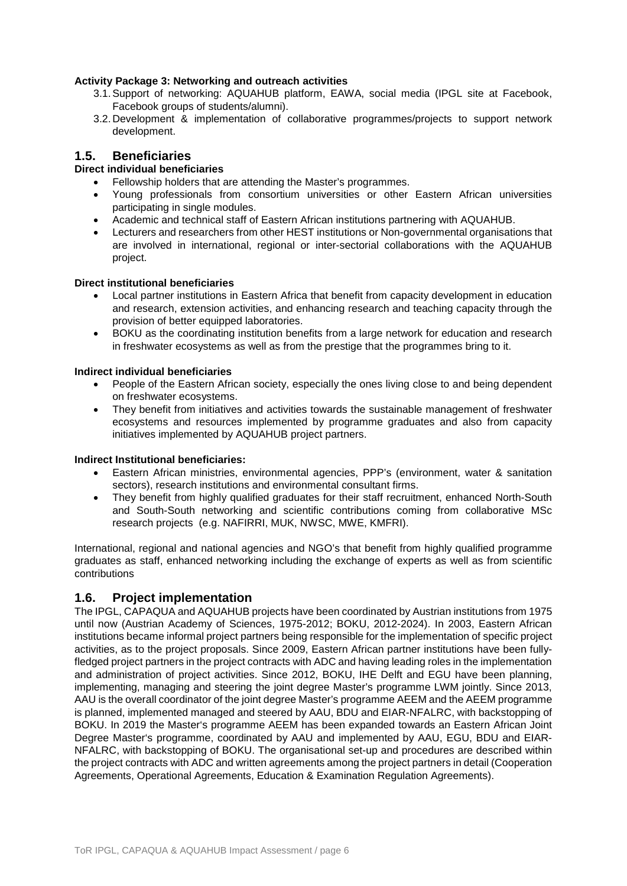**Activity Package 3: Networking and outreach activities**

3.1. Support of networking: AQUAHUB platform, EAWA, social media (IPGL site at Facebook, Facebook groups of students/alumni).
3.2. Development & implementation of collaborative programmes/projects to support network development.

## 1.5. Beneficiaries

**Direct individual beneficiaries**

- Fellowship holders that are attending the Master's programmes.
- Young professionals from consortium universities or other Eastern African universities participating in single modules.
- Academic and technical staff of Eastern African institutions partnering with AQUAHUB.
- Lecturers and researchers from other HEST institutions or Non-governmental organisations that are involved in international, regional or inter-sectorial collaborations with the AQUAHUB project.

**Direct institutional beneficiaries**

- Local partner institutions in Eastern Africa that benefit from capacity development in education and research, extension activities, and enhancing research and teaching capacity through the provision of better equipped laboratories.
- BOKU as the coordinating institution benefits from a large network for education and research in freshwater ecosystems as well as from the prestige that the programmes bring to it.

**Indirect individual beneficiaries**

- People of the Eastern African society, especially the ones living close to and being dependent on freshwater ecosystems.
- They benefit from initiatives and activities towards the sustainable management of freshwater ecosystems and resources implemented by programme graduates and also from capacity initiatives implemented by AQUAHUB project partners.

**Indirect Institutional beneficiaries:**

- Eastern African ministries, environmental agencies, PPP's (environment, water & sanitation sectors), research institutions and environmental consultant firms.
- They benefit from highly qualified graduates for their staff recruitment, enhanced North-South and South-South networking and scientific contributions coming from collaborative MSc research projects (e.g. NAFIRRI, MUK, NWSC, MWE, KMFRI).

International, regional and national agencies and NGO's that benefit from highly qualified programme graduates as staff, enhanced networking including the exchange of experts as well as from scientific contributions

## 1.6. Project implementation

The IPGL, CAPAQUA and AQUAHUB projects have been coordinated by Austrian institutions from 1975 until now (Austrian Academy of Sciences, 1975-2012; BOKU, 2012-2024). In 2003, Eastern African institutions became informal project partners being responsible for the implementation of specific project activities, as to the project proposals. Since 2009, Eastern African partner institutions have been fully-fledged project partners in the project contracts with ADC and having leading roles in the implementation and administration of project activities. Since 2012, BOKU, IHE Delft and EGU have been planning, implementing, managing and steering the joint degree Master's programme LWM jointly. Since 2013, AAU is the overall coordinator of the joint degree Master's programme AEEM and the AEEM programme is planned, implemented managed and steered by AAU, BDU and EIAR-NFALRC, with backstopping of BOKU. In 2019 the Master's programme AEEM has been expanded towards an Eastern African Joint Degree Master's programme, coordinated by AAU and implemented by AAU, EGU, BDU and EIAR-NFALRC, with backstopping of BOKU. The organisational set-up and procedures are described within the project contracts with ADC and written agreements among the project partners in detail (Cooperation Agreements, Operational Agreements, Education & Examination Regulation Agreements).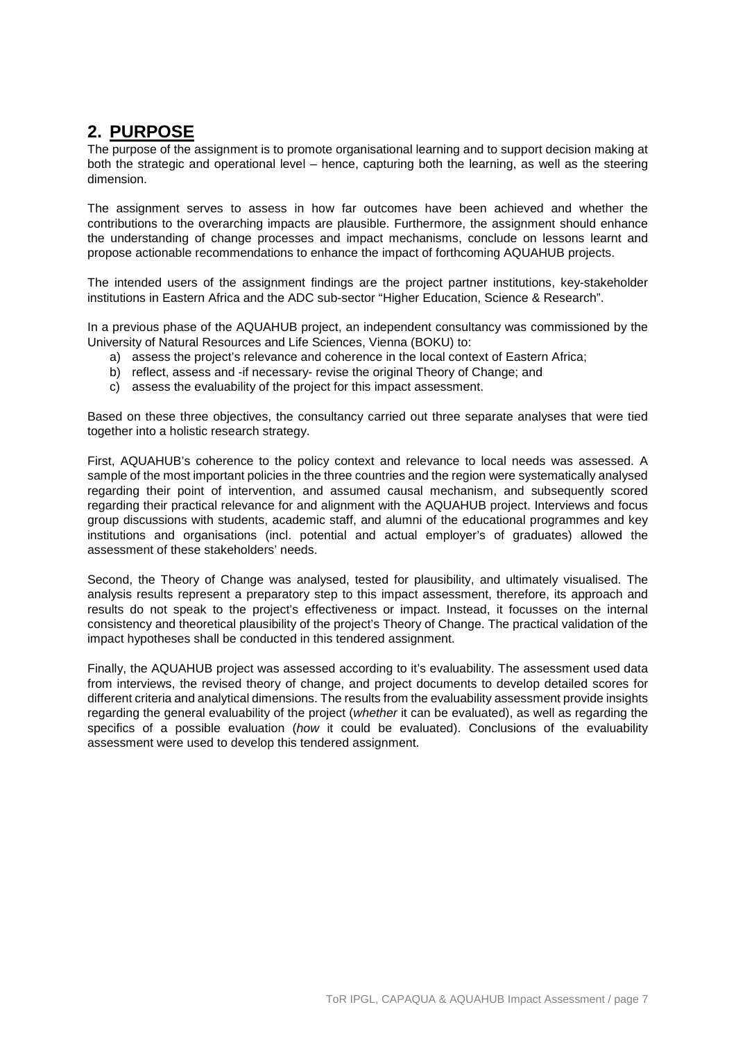## 2. PURPOSE

The purpose of the assignment is to promote organisational learning and to support decision making at both the strategic and operational level – hence, capturing both the learning, as well as the steering dimension.

The assignment serves to assess in how far outcomes have been achieved and whether the contributions to the overarching impacts are plausible. Furthermore, the assignment should enhance the understanding of change processes and impact mechanisms, conclude on lessons learnt and propose actionable recommendations to enhance the impact of forthcoming AQUAHUB projects.

The intended users of the assignment findings are the project partner institutions, key-stakeholder institutions in Eastern Africa and the ADC sub-sector "Higher Education, Science & Research".

In a previous phase of the AQUAHUB project, an independent consultancy was commissioned by the University of Natural Resources and Life Sciences, Vienna (BOKU) to:

a) assess the project's relevance and coherence in the local context of Eastern Africa;
b) reflect, assess and -if necessary- revise the original Theory of Change; and
c) assess the evaluability of the project for this impact assessment.

Based on these three objectives, the consultancy carried out three separate analyses that were tied together into a holistic research strategy.

First, AQUAHUB's coherence to the policy context and relevance to local needs was assessed. A sample of the most important policies in the three countries and the region were systematically analysed regarding their point of intervention, and assumed causal mechanism, and subsequently scored regarding their practical relevance for and alignment with the AQUAHUB project. Interviews and focus group discussions with students, academic staff, and alumni of the educational programmes and key institutions and organisations (incl. potential and actual employer's of graduates) allowed the assessment of these stakeholders' needs.

Second, the Theory of Change was analysed, tested for plausibility, and ultimately visualised. The analysis results represent a preparatory step to this impact assessment, therefore, its approach and results do not speak to the project's effectiveness or impact. Instead, it focusses on the internal consistency and theoretical plausibility of the project's Theory of Change. The practical validation of the impact hypotheses shall be conducted in this tendered assignment.

Finally, the AQUAHUB project was assessed according to it's evaluability. The assessment used data from interviews, the revised theory of change, and project documents to develop detailed scores for different criteria and analytical dimensions. The results from the evaluability assessment provide insights regarding the general evaluability of the project (*whether* it can be evaluated), as well as regarding the specifics of a possible evaluation (*how* it could be evaluated). Conclusions of the evaluability assessment were used to develop this tendered assignment.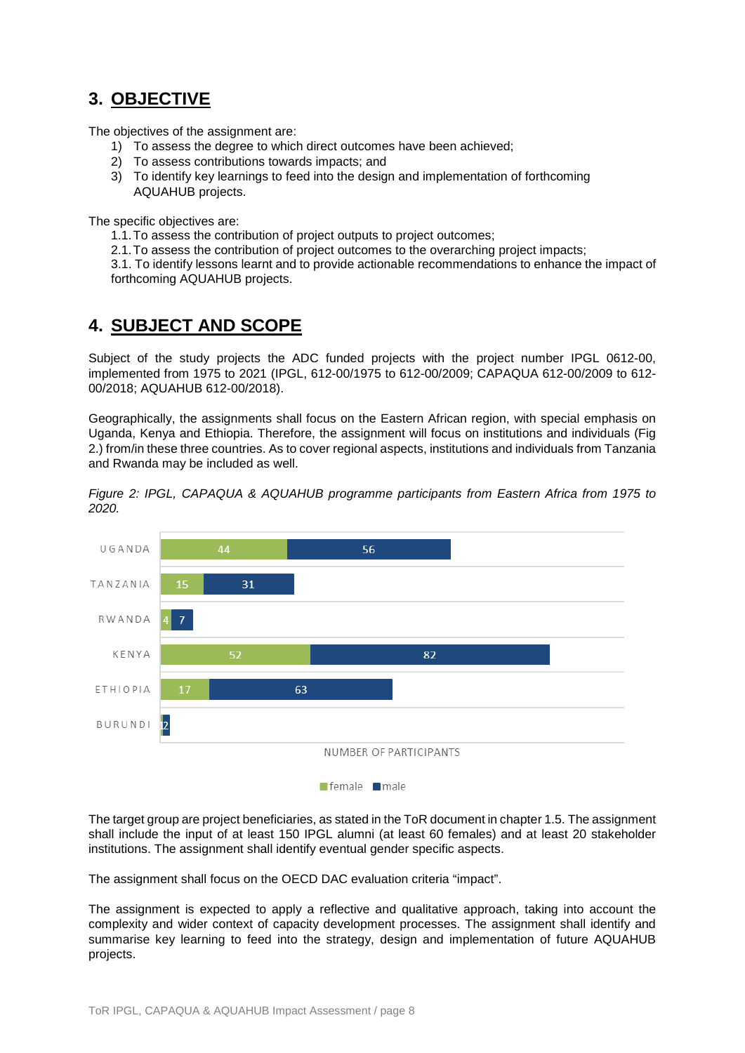## 3. OBJECTIVE

The objectives of the assignment are:

1) To assess the degree to which direct outcomes have been achieved;
2) To assess contributions towards impacts; and
3) To identify key learnings to feed into the design and implementation of forthcoming AQUAHUB projects.

The specific objectives are:

1.1. To assess the contribution of project outputs to project outcomes;
2.1. To assess the contribution of project outcomes to the overarching project impacts;
3.1. To identify lessons learnt and to provide actionable recommendations to enhance the impact of forthcoming AQUAHUB projects.

## 4. SUBJECT AND SCOPE

Subject of the study projects the ADC funded projects with the project number IPGL 0612-00, implemented from 1975 to 2021 (IPGL, 612-00/1975 to 612-00/2009; CAPAQUA 612-00/2009 to 612-00/2018; AQUAHUB 612-00/2018).

Geographically, the assignments shall focus on the Eastern African region, with special emphasis on Uganda, Kenya and Ethiopia. Therefore, the assignment will focus on institutions and individuals (Fig 2.) from/in these three countries. As to cover regional aspects, institutions and individuals from Tanzania and Rwanda may be included as well.

*Figure 2: IPGL, CAPAQUA & AQUAHUB programme participants from Eastern Africa from 1975 to 2020.*

| Country | female | male |
|---|---|---|
| UGANDA | 44 | 56 |
| TANZANIA | 15 | 31 |
| RWANDA | 4 | 7 |
| KENYA | 52 | 82 |
| ETHIOPIA | 17 | 63 |
| BURUNDI | 1 | 2 |

NUMBER OF PARTICIPANTS

The target group are project beneficiaries, as stated in the ToR document in chapter 1.5. The assignment shall include the input of at least 150 IPGL alumni (at least 60 females) and at least 20 stakeholder institutions. The assignment shall identify eventual gender specific aspects.

The assignment shall focus on the OECD DAC evaluation criteria "impact".

The assignment is expected to apply a reflective and qualitative approach, taking into account the complexity and wider context of capacity development processes. The assignment shall identify and summarise key learning to feed into the strategy, design and implementation of future AQUAHUB projects.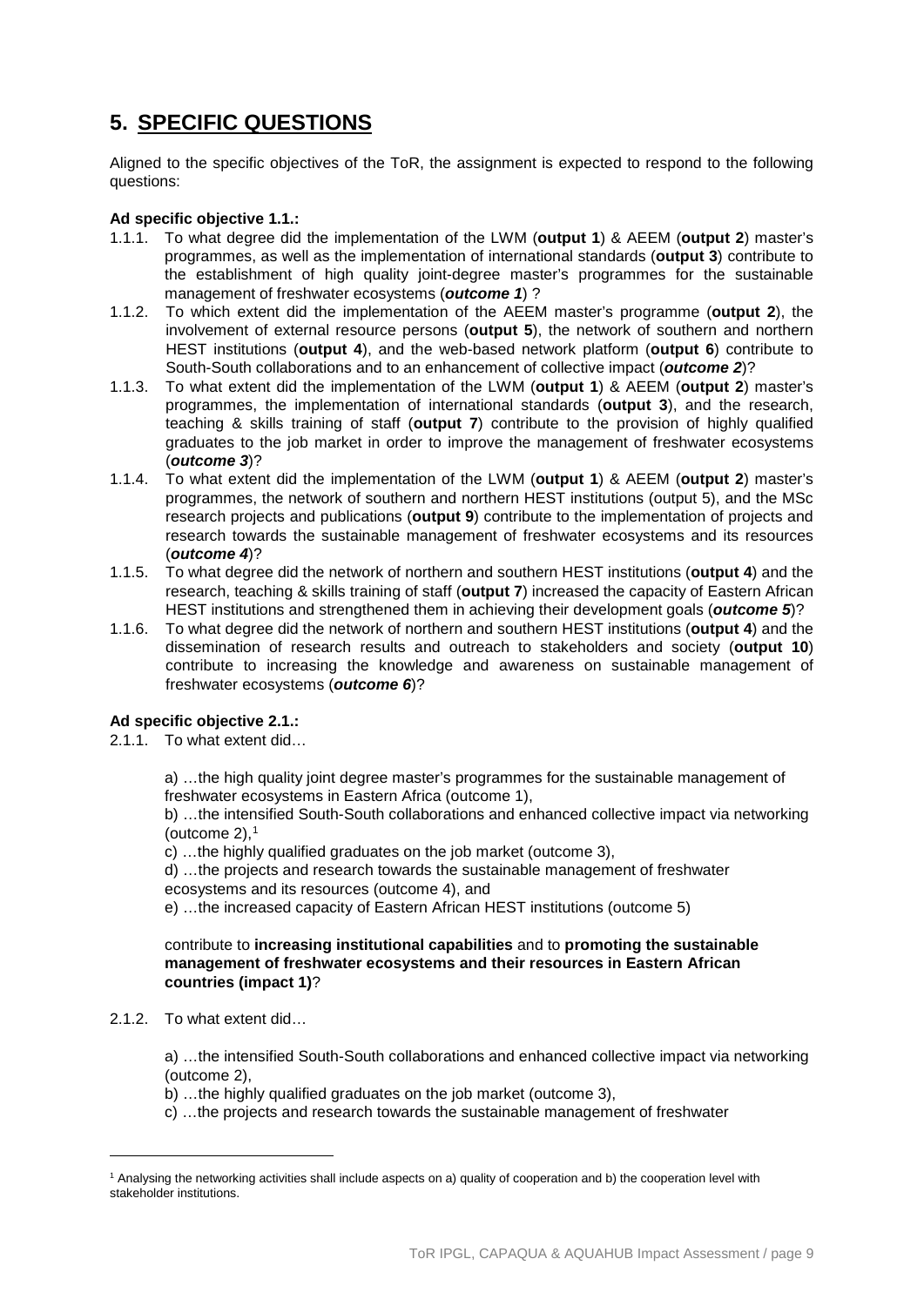## 5. SPECIFIC QUESTIONS

Aligned to the specific objectives of the ToR, the assignment is expected to respond to the following questions:

**Ad specific objective 1.1.:**

1.1.1. To what degree did the implementation of the LWM (**output 1**) & AEEM (**output 2**) master's programmes, as well as the implementation of international standards (**output 3**) contribute to the establishment of high quality joint-degree master's programmes for the sustainable management of freshwater ecosystems (***outcome 1***) ?

1.1.2. To which extent did the implementation of the AEEM master's programme (**output 2**), the involvement of external resource persons (**output 5**), the network of southern and northern HEST institutions (**output 4**), and the web-based network platform (**output 6**) contribute to South-South collaborations and to an enhancement of collective impact (***outcome 2***)?

1.1.3. To what extent did the implementation of the LWM (**output 1**) & AEEM (**output 2**) master's programmes, the implementation of international standards (**output 3**), and the research, teaching & skills training of staff (**output 7**) contribute to the provision of highly qualified graduates to the job market in order to improve the management of freshwater ecosystems (***outcome 3***)?

1.1.4. To what extent did the implementation of the LWM (**output 1**) & AEEM (**output 2**) master's programmes, the network of southern and northern HEST institutions (output 5), and the MSc research projects and publications (**output 9**) contribute to the implementation of projects and research towards the sustainable management of freshwater ecosystems and its resources (***outcome 4***)?

1.1.5. To what degree did the network of northern and southern HEST institutions (**output 4**) and the research, teaching & skills training of staff (**output 7**) increased the capacity of Eastern African HEST institutions and strengthened them in achieving their development goals (***outcome 5***)?

1.1.6. To what degree did the network of northern and southern HEST institutions (**output 4**) and the dissemination of research results and outreach to stakeholders and society (**output 10**) contribute to increasing the knowledge and awareness on sustainable management of freshwater ecosystems (***outcome 6***)?

**Ad specific objective 2.1.:**

2.1.1. To what extent did…

a) …the high quality joint degree master's programmes for the sustainable management of freshwater ecosystems in Eastern Africa (outcome 1),

b) …the intensified South-South collaborations and enhanced collective impact via networking (outcome 2),[1]

c) …the highly qualified graduates on the job market (outcome 3),

d) …the projects and research towards the sustainable management of freshwater ecosystems and its resources (outcome 4), and

e) …the increased capacity of Eastern African HEST institutions (outcome 5)

contribute to **increasing institutional capabilities** and to **promoting the sustainable management of freshwater ecosystems and their resources in Eastern African countries (impact 1)**?

2.1.2. To what extent did…

a) …the intensified South-South collaborations and enhanced collective impact via networking (outcome 2),

b) …the highly qualified graduates on the job market (outcome 3),

c) …the projects and research towards the sustainable management of freshwater

[1] Analysing the networking activities shall include aspects on a) quality of cooperation and b) the cooperation level with stakeholder institutions.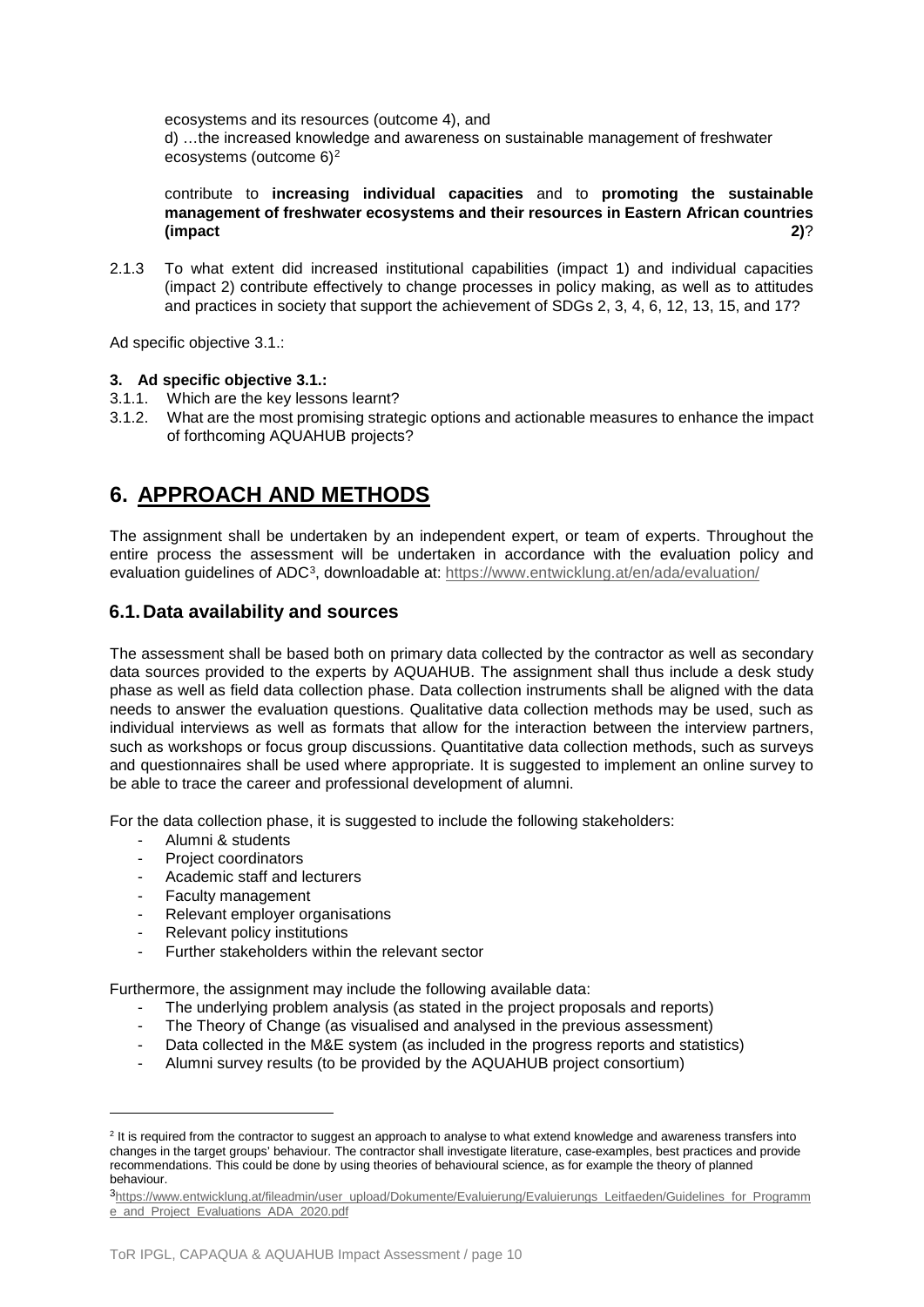ecosystems and its resources (outcome 4), and

d) …the increased knowledge and awareness on sustainable management of freshwater ecosystems (outcome 6)[2]

contribute to **increasing individual capacities** and to **promoting the sustainable management of freshwater ecosystems and their resources in Eastern African countries (impact 2)**?

2.1.3 To what extent did increased institutional capabilities (impact 1) and individual capacities (impact 2) contribute effectively to change processes in policy making, as well as to attitudes and practices in society that support the achievement of SDGs 2, 3, 4, 6, 12, 13, 15, and 17?

Ad specific objective 3.1.:

**3. Ad specific objective 3.1.:**

3.1.1. Which are the key lessons learnt?

3.1.2. What are the most promising strategic options and actionable measures to enhance the impact of forthcoming AQUAHUB projects?

# 6. APPROACH AND METHODS

The assignment shall be undertaken by an independent expert, or team of experts. Throughout the entire process the assessment will be undertaken in accordance with the evaluation policy and evaluation guidelines of ADC[3], downloadable at: https://www.entwicklung.at/en/ada/evaluation/

## 6.1. Data availability and sources

The assessment shall be based both on primary data collected by the contractor as well as secondary data sources provided to the experts by AQUAHUB. The assignment shall thus include a desk study phase as well as field data collection phase. Data collection instruments shall be aligned with the data needs to answer the evaluation questions. Qualitative data collection methods may be used, such as individual interviews as well as formats that allow for the interaction between the interview partners, such as workshops or focus group discussions. Quantitative data collection methods, such as surveys and questionnaires shall be used where appropriate. It is suggested to implement an online survey to be able to trace the career and professional development of alumni.

For the data collection phase, it is suggested to include the following stakeholders:

- Alumni & students
- Project coordinators
- Academic staff and lecturers
- Faculty management
- Relevant employer organisations
- Relevant policy institutions
- Further stakeholders within the relevant sector

Furthermore, the assignment may include the following available data:

- The underlying problem analysis (as stated in the project proposals and reports)
- The Theory of Change (as visualised and analysed in the previous assessment)
- Data collected in the M&E system (as included in the progress reports and statistics)
- Alumni survey results (to be provided by the AQUAHUB project consortium)

---

[2] It is required from the contractor to suggest an approach to analyse to what extend knowledge and awareness transfers into changes in the target groups' behaviour. The contractor shall investigate literature, case-examples, best practices and provide recommendations. This could be done by using theories of behavioural science, as for example the theory of planned behaviour.

[3] https://www.entwicklung.at/fileadmin/user_upload/Dokumente/Evaluierung/Evaluierungs_Leitfaeden/Guidelines_for_Programme_and_Project_Evaluations_ADA_2020.pdf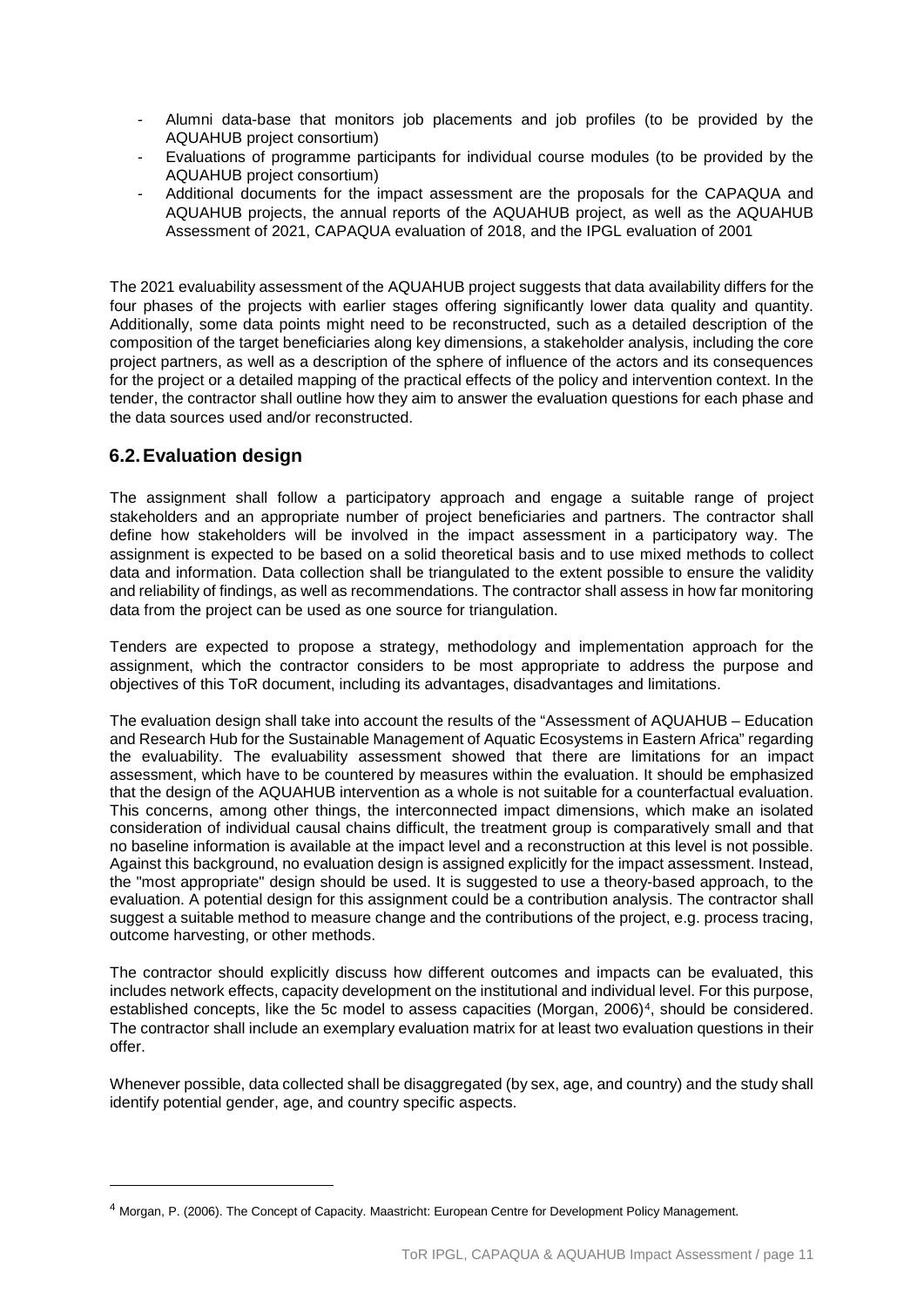- Alumni data-base that monitors job placements and job profiles (to be provided by the AQUAHUB project consortium)
- Evaluations of programme participants for individual course modules (to be provided by the AQUAHUB project consortium)
- Additional documents for the impact assessment are the proposals for the CAPAQUA and AQUAHUB projects, the annual reports of the AQUAHUB project, as well as the AQUAHUB Assessment of 2021, CAPAQUA evaluation of 2018, and the IPGL evaluation of 2001

The 2021 evaluability assessment of the AQUAHUB project suggests that data availability differs for the four phases of the projects with earlier stages offering significantly lower data quality and quantity. Additionally, some data points might need to be reconstructed, such as a detailed description of the composition of the target beneficiaries along key dimensions, a stakeholder analysis, including the core project partners, as well as a description of the sphere of influence of the actors and its consequences for the project or a detailed mapping of the practical effects of the policy and intervention context. In the tender, the contractor shall outline how they aim to answer the evaluation questions for each phase and the data sources used and/or reconstructed.

## 6.2. Evaluation design

The assignment shall follow a participatory approach and engage a suitable range of project stakeholders and an appropriate number of project beneficiaries and partners. The contractor shall define how stakeholders will be involved in the impact assessment in a participatory way. The assignment is expected to be based on a solid theoretical basis and to use mixed methods to collect data and information. Data collection shall be triangulated to the extent possible to ensure the validity and reliability of findings, as well as recommendations. The contractor shall assess in how far monitoring data from the project can be used as one source for triangulation.

Tenders are expected to propose a strategy, methodology and implementation approach for the assignment, which the contractor considers to be most appropriate to address the purpose and objectives of this ToR document, including its advantages, disadvantages and limitations.

The evaluation design shall take into account the results of the "Assessment of AQUAHUB – Education and Research Hub for the Sustainable Management of Aquatic Ecosystems in Eastern Africa" regarding the evaluability. The evaluability assessment showed that there are limitations for an impact assessment, which have to be countered by measures within the evaluation. It should be emphasized that the design of the AQUAHUB intervention as a whole is not suitable for a counterfactual evaluation. This concerns, among other things, the interconnected impact dimensions, which make an isolated consideration of individual causal chains difficult, the treatment group is comparatively small and that no baseline information is available at the impact level and a reconstruction at this level is not possible. Against this background, no evaluation design is assigned explicitly for the impact assessment. Instead, the "most appropriate" design should be used. It is suggested to use a theory-based approach, to the evaluation. A potential design for this assignment could be a contribution analysis. The contractor shall suggest a suitable method to measure change and the contributions of the project, e.g. process tracing, outcome harvesting, or other methods.

The contractor should explicitly discuss how different outcomes and impacts can be evaluated, this includes network effects, capacity development on the institutional and individual level. For this purpose, established concepts, like the 5c model to assess capacities (Morgan, 2006)[4], should be considered. The contractor shall include an exemplary evaluation matrix for at least two evaluation questions in their offer.

Whenever possible, data collected shall be disaggregated (by sex, age, and country) and the study shall identify potential gender, age, and country specific aspects.

[4] Morgan, P. (2006). The Concept of Capacity. Maastricht: European Centre for Development Policy Management.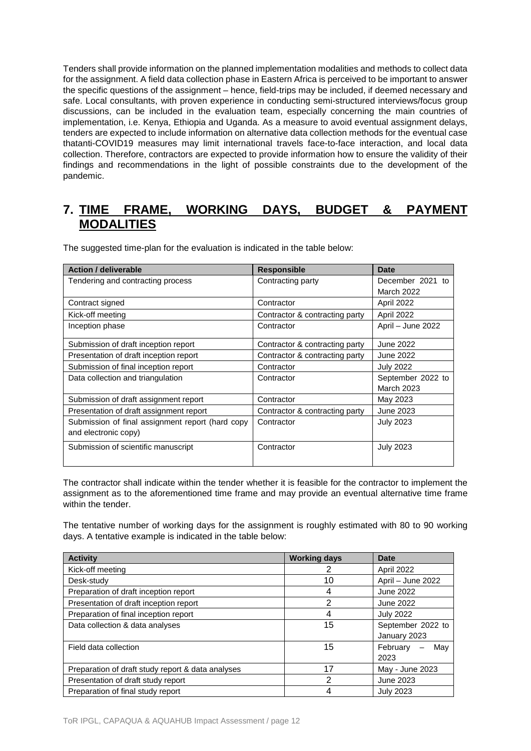Tenders shall provide information on the planned implementation modalities and methods to collect data for the assignment. A field data collection phase in Eastern Africa is perceived to be important to answer the specific questions of the assignment – hence, field-trips may be included, if deemed necessary and safe. Local consultants, with proven experience in conducting semi-structured interviews/focus group discussions, can be included in the evaluation team, especially concerning the main countries of implementation, i.e. Kenya, Ethiopia and Uganda. As a measure to avoid eventual assignment delays, tenders are expected to include information on alternative data collection methods for the eventual case thatanti-COVID19 measures may limit international travels face-to-face interaction, and local data collection. Therefore, contractors are expected to provide information how to ensure the validity of their findings and recommendations in the light of possible constraints due to the development of the pandemic.

# 7. TIME FRAME, WORKING DAYS, BUDGET & PAYMENT MODALITIES

The suggested time-plan for the evaluation is indicated in the table below:

| Action / deliverable | Responsible | Date |
|---|---|---|
| Tendering and contracting process | Contracting party | December 2021 to March 2022 |
| Contract signed | Contractor | April 2022 |
| Kick-off meeting | Contractor & contracting party | April 2022 |
| Inception phase | Contractor | April – June 2022 |
| Submission of draft inception report | Contractor & contracting party | June 2022 |
| Presentation of draft inception report | Contractor & contracting party | June 2022 |
| Submission of final inception report | Contractor | July 2022 |
| Data collection and triangulation | Contractor | September 2022 to March 2023 |
| Submission of draft assignment report | Contractor | May 2023 |
| Presentation of draft assignment report | Contractor & contracting party | June 2023 |
| Submission of final assignment report (hard copy and electronic copy) | Contractor | July 2023 |
| Submission of scientific manuscript | Contractor | July 2023 |

The contractor shall indicate within the tender whether it is feasible for the contractor to implement the assignment as to the aforementioned time frame and may provide an eventual alternative time frame within the tender.

The tentative number of working days for the assignment is roughly estimated with 80 to 90 working days. A tentative example is indicated in the table below:

| Activity | Working days | Date |
|---|---|---|
| Kick-off meeting | 2 | April 2022 |
| Desk-study | 10 | April – June 2022 |
| Preparation of draft inception report | 4 | June 2022 |
| Presentation of draft inception report | 2 | June 2022 |
| Preparation of final inception report | 4 | July 2022 |
| Data collection & data analyses | 15 | September 2022 to January 2023 |
| Field data collection | 15 | February – May 2023 |
| Preparation of draft study report & data analyses | 17 | May - June 2023 |
| Presentation of draft study report | 2 | June 2023 |
| Preparation of final study report | 4 | July 2023 |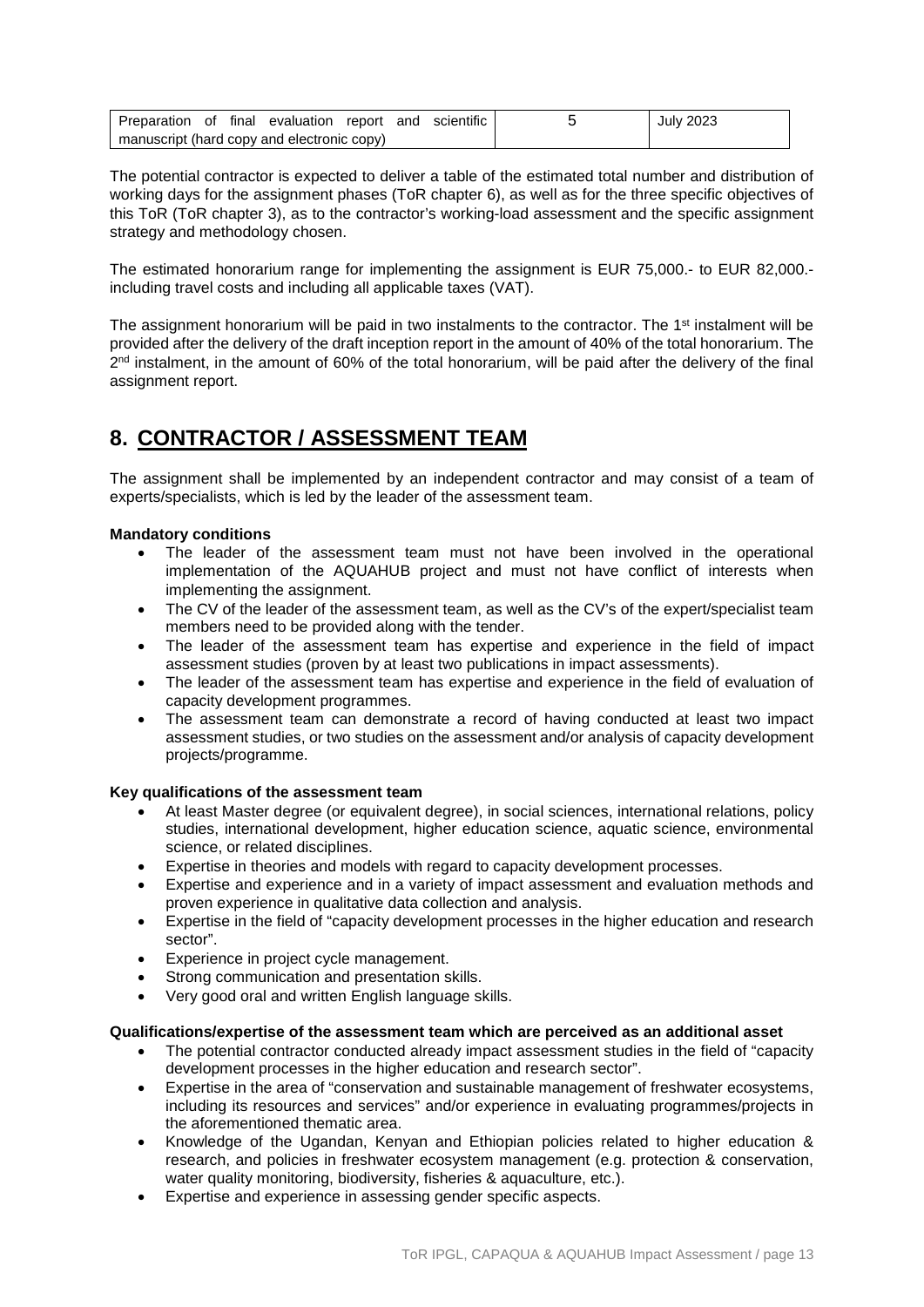| Preparation of final evaluation report and scientific manuscript (hard copy and electronic copy) | 5 | July 2023 |
|---|---|---|

The potential contractor is expected to deliver a table of the estimated total number and distribution of working days for the assignment phases (ToR chapter 6), as well as for the three specific objectives of this ToR (ToR chapter 3), as to the contractor's working-load assessment and the specific assignment strategy and methodology chosen.

The estimated honorarium range for implementing the assignment is EUR 75,000.- to EUR 82,000.- including travel costs and including all applicable taxes (VAT).

The assignment honorarium will be paid in two instalments to the contractor. The 1st instalment will be provided after the delivery of the draft inception report in the amount of 40% of the total honorarium. The 2nd instalment, in the amount of 60% of the total honorarium, will be paid after the delivery of the final assignment report.

## 8. CONTRACTOR / ASSESSMENT TEAM

The assignment shall be implemented by an independent contractor and may consist of a team of experts/specialists, which is led by the leader of the assessment team.

**Mandatory conditions**

- The leader of the assessment team must not have been involved in the operational implementation of the AQUAHUB project and must not have conflict of interests when implementing the assignment.
- The CV of the leader of the assessment team, as well as the CV's of the expert/specialist team members need to be provided along with the tender.
- The leader of the assessment team has expertise and experience in the field of impact assessment studies (proven by at least two publications in impact assessments).
- The leader of the assessment team has expertise and experience in the field of evaluation of capacity development programmes.
- The assessment team can demonstrate a record of having conducted at least two impact assessment studies, or two studies on the assessment and/or analysis of capacity development projects/programme.

**Key qualifications of the assessment team**

- At least Master degree (or equivalent degree), in social sciences, international relations, policy studies, international development, higher education science, aquatic science, environmental science, or related disciplines.
- Expertise in theories and models with regard to capacity development processes.
- Expertise and experience and in a variety of impact assessment and evaluation methods and proven experience in qualitative data collection and analysis.
- Expertise in the field of "capacity development processes in the higher education and research sector".
- Experience in project cycle management.
- Strong communication and presentation skills.
- Very good oral and written English language skills.

**Qualifications/expertise of the assessment team which are perceived as an additional asset**

- The potential contractor conducted already impact assessment studies in the field of "capacity development processes in the higher education and research sector".
- Expertise in the area of "conservation and sustainable management of freshwater ecosystems, including its resources and services" and/or experience in evaluating programmes/projects in the aforementioned thematic area.
- Knowledge of the Ugandan, Kenyan and Ethiopian policies related to higher education & research, and policies in freshwater ecosystem management (e.g. protection & conservation, water quality monitoring, biodiversity, fisheries & aquaculture, etc.).
- Expertise and experience in assessing gender specific aspects.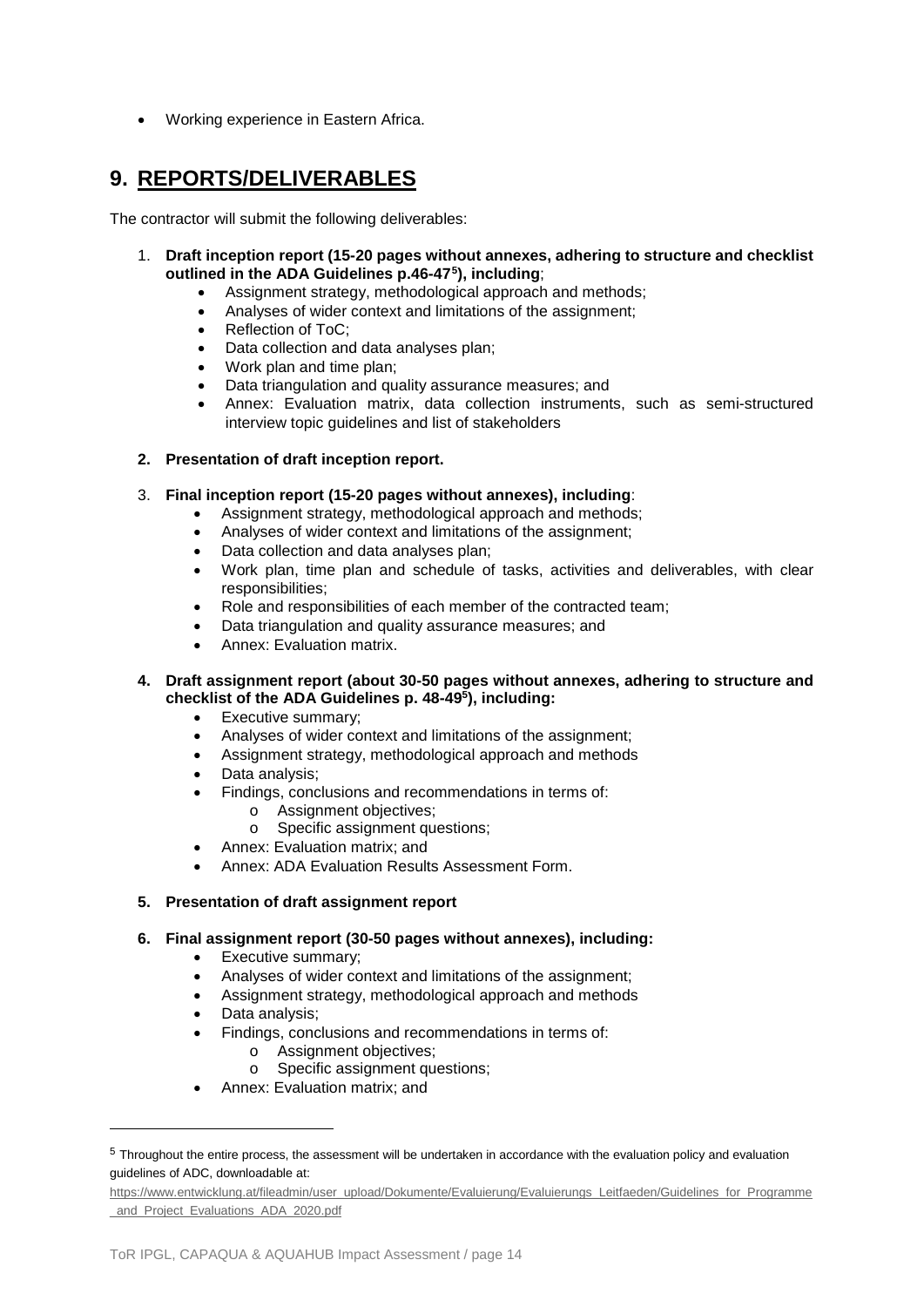- Working experience in Eastern Africa.

## 9. REPORTS/DELIVERABLES

The contractor will submit the following deliverables:

1. **Draft inception report (15-20 pages without annexes, adhering to structure and checklist outlined in the ADA Guidelines p.46-47[5]), including**;
    - Assignment strategy, methodological approach and methods;
    - Analyses of wider context and limitations of the assignment;
    - Reflection of ToC;
    - Data collection and data analyses plan;
    - Work plan and time plan;
    - Data triangulation and quality assurance measures; and
    - Annex: Evaluation matrix, data collection instruments, such as semi-structured interview topic guidelines and list of stakeholders

2. **Presentation of draft inception report.**

3. **Final inception report (15-20 pages without annexes), including**:
    - Assignment strategy, methodological approach and methods;
    - Analyses of wider context and limitations of the assignment;
    - Data collection and data analyses plan;
    - Work plan, time plan and schedule of tasks, activities and deliverables, with clear responsibilities;
    - Role and responsibilities of each member of the contracted team;
    - Data triangulation and quality assurance measures; and
    - Annex: Evaluation matrix.

4. **Draft assignment report (about 30-50 pages without annexes, adhering to structure and checklist of the ADA Guidelines p. 48-49[5]), including:**
    - Executive summary;
    - Analyses of wider context and limitations of the assignment;
    - Assignment strategy, methodological approach and methods
    - Data analysis;
    - Findings, conclusions and recommendations in terms of:
        - Assignment objectives;
        - Specific assignment questions;
    - Annex: Evaluation matrix; and
    - Annex: ADA Evaluation Results Assessment Form.

5. **Presentation of draft assignment report**

6. **Final assignment report (30-50 pages without annexes), including:**
    - Executive summary;
    - Analyses of wider context and limitations of the assignment;
    - Assignment strategy, methodological approach and methods
    - Data analysis;
    - Findings, conclusions and recommendations in terms of:
        - Assignment objectives;
        - Specific assignment questions;
    - Annex: Evaluation matrix; and

---

[5] Throughout the entire process, the assessment will be undertaken in accordance with the evaluation policy and evaluation guidelines of ADC, downloadable at: https://www.entwicklung.at/fileadmin/user_upload/Dokumente/Evaluierung/Evaluierungs_Leitfaeden/Guidelines_for_Programme_and_Project_Evaluations_ADA_2020.pdf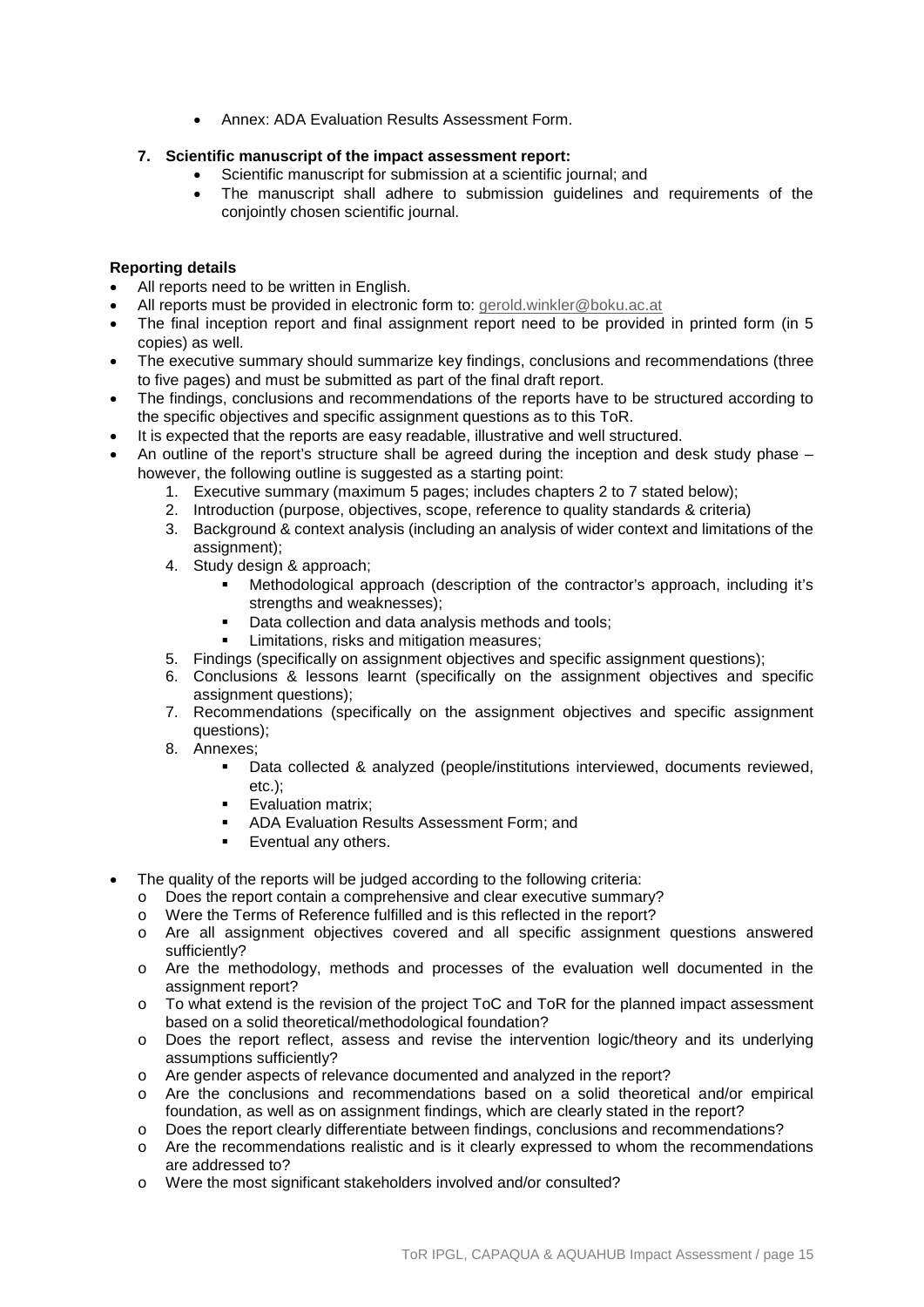- Annex: ADA Evaluation Results Assessment Form.

7. **Scientific manuscript of the impact assessment report:**
   - Scientific manuscript for submission at a scientific journal; and
   - The manuscript shall adhere to submission guidelines and requirements of the conjointly chosen scientific journal.

**Reporting details**

- All reports need to be written in English.
- All reports must be provided in electronic form to: gerold.winkler@boku.ac.at
- The final inception report and final assignment report need to be provided in printed form (in 5 copies) as well.
- The executive summary should summarize key findings, conclusions and recommendations (three to five pages) and must be submitted as part of the final draft report.
- The findings, conclusions and recommendations of the reports have to be structured according to the specific objectives and specific assignment questions as to this ToR.
- It is expected that the reports are easy readable, illustrative and well structured.
- An outline of the report's structure shall be agreed during the inception and desk study phase – however, the following outline is suggested as a starting point:
  1. Executive summary (maximum 5 pages; includes chapters 2 to 7 stated below);
  2. Introduction (purpose, objectives, scope, reference to quality standards & criteria)
  3. Background & context analysis (including an analysis of wider context and limitations of the assignment);
  4. Study design & approach;
     - Methodological approach (description of the contractor's approach, including it's strengths and weaknesses);
     - Data collection and data analysis methods and tools;
     - Limitations, risks and mitigation measures;
  5. Findings (specifically on assignment objectives and specific assignment questions);
  6. Conclusions & lessons learnt (specifically on the assignment objectives and specific assignment questions);
  7. Recommendations (specifically on the assignment objectives and specific assignment questions);
  8. Annexes;
     - Data collected & analyzed (people/institutions interviewed, documents reviewed, etc.);
     - Evaluation matrix;
     - ADA Evaluation Results Assessment Form; and
     - Eventual any others.
- The quality of the reports will be judged according to the following criteria:
  - Does the report contain a comprehensive and clear executive summary?
  - Were the Terms of Reference fulfilled and is this reflected in the report?
  - Are all assignment objectives covered and all specific assignment questions answered sufficiently?
  - Are the methodology, methods and processes of the evaluation well documented in the assignment report?
  - To what extend is the revision of the project ToC and ToR for the planned impact assessment based on a solid theoretical/methodological foundation?
  - Does the report reflect, assess and revise the intervention logic/theory and its underlying assumptions sufficiently?
  - Are gender aspects of relevance documented and analyzed in the report?
  - Are the conclusions and recommendations based on a solid theoretical and/or empirical foundation, as well as on assignment findings, which are clearly stated in the report?
  - Does the report clearly differentiate between findings, conclusions and recommendations?
  - Are the recommendations realistic and is it clearly expressed to whom the recommendations are addressed to?
  - Were the most significant stakeholders involved and/or consulted?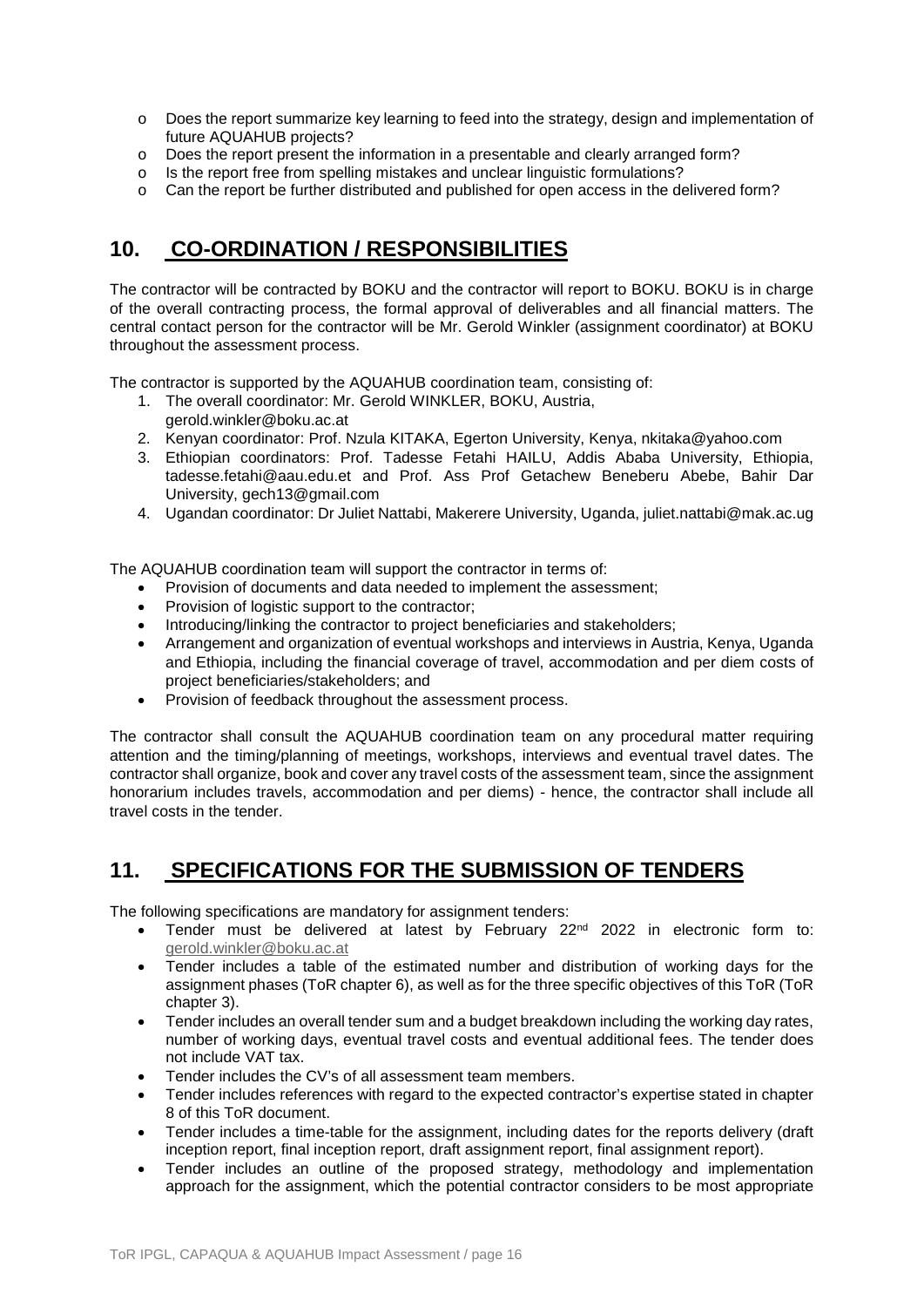- Does the report summarize key learning to feed into the strategy, design and implementation of future AQUAHUB projects?
- Does the report present the information in a presentable and clearly arranged form?
- Is the report free from spelling mistakes and unclear linguistic formulations?
- Can the report be further distributed and published for open access in the delivered form?

## 10. CO-ORDINATION / RESPONSIBILITIES

The contractor will be contracted by BOKU and the contractor will report to BOKU. BOKU is in charge of the overall contracting process, the formal approval of deliverables and all financial matters. The central contact person for the contractor will be Mr. Gerold Winkler (assignment coordinator) at BOKU throughout the assessment process.

The contractor is supported by the AQUAHUB coordination team, consisting of:

1. The overall coordinator: Mr. Gerold WINKLER, BOKU, Austria, gerold.winkler@boku.ac.at
2. Kenyan coordinator: Prof. Nzula KITAKA, Egerton University, Kenya, nkitaka@yahoo.com
3. Ethiopian coordinators: Prof. Tadesse Fetahi HAILU, Addis Ababa University, Ethiopia, tadesse.fetahi@aau.edu.et and Prof. Ass Prof Getachew Beneberu Abebe, Bahir Dar University, gech13@gmail.com
4. Ugandan coordinator: Dr Juliet Nattabi, Makerere University, Uganda, juliet.nattabi@mak.ac.ug

The AQUAHUB coordination team will support the contractor in terms of:

- Provision of documents and data needed to implement the assessment;
- Provision of logistic support to the contractor;
- Introducing/linking the contractor to project beneficiaries and stakeholders;
- Arrangement and organization of eventual workshops and interviews in Austria, Kenya, Uganda and Ethiopia, including the financial coverage of travel, accommodation and per diem costs of project beneficiaries/stakeholders; and
- Provision of feedback throughout the assessment process.

The contractor shall consult the AQUAHUB coordination team on any procedural matter requiring attention and the timing/planning of meetings, workshops, interviews and eventual travel dates. The contractor shall organize, book and cover any travel costs of the assessment team, since the assignment honorarium includes travels, accommodation and per diems) - hence, the contractor shall include all travel costs in the tender.

## 11. SPECIFICATIONS FOR THE SUBMISSION OF TENDERS

The following specifications are mandatory for assignment tenders:

- Tender must be delivered at latest by February 22nd 2022 in electronic form to: gerold.winkler@boku.ac.at
- Tender includes a table of the estimated number and distribution of working days for the assignment phases (ToR chapter 6), as well as for the three specific objectives of this ToR (ToR chapter 3).
- Tender includes an overall tender sum and a budget breakdown including the working day rates, number of working days, eventual travel costs and eventual additional fees. The tender does not include VAT tax.
- Tender includes the CV's of all assessment team members.
- Tender includes references with regard to the expected contractor's expertise stated in chapter 8 of this ToR document.
- Tender includes a time-table for the assignment, including dates for the reports delivery (draft inception report, final inception report, draft assignment report, final assignment report).
- Tender includes an outline of the proposed strategy, methodology and implementation approach for the assignment, which the potential contractor considers to be most appropriate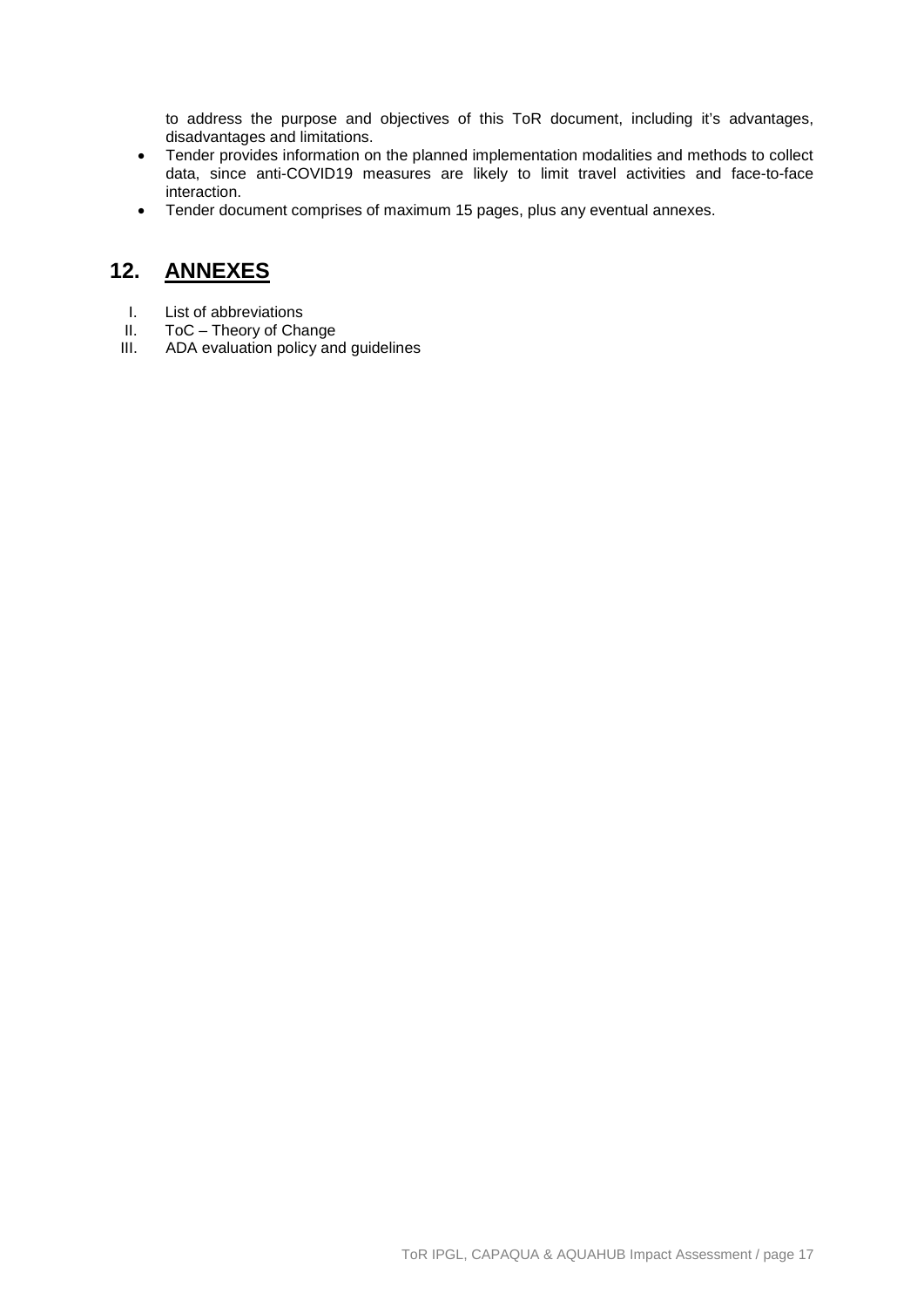to address the purpose and objectives of this ToR document, including it's advantages, disadvantages and limitations.

- Tender provides information on the planned implementation modalities and methods to collect data, since anti-COVID19 measures are likely to limit travel activities and face-to-face interaction.
- Tender document comprises of maximum 15 pages, plus any eventual annexes.

## 12. ANNEXES

I. List of abbreviations
II. ToC – Theory of Change
III. ADA evaluation policy and guidelines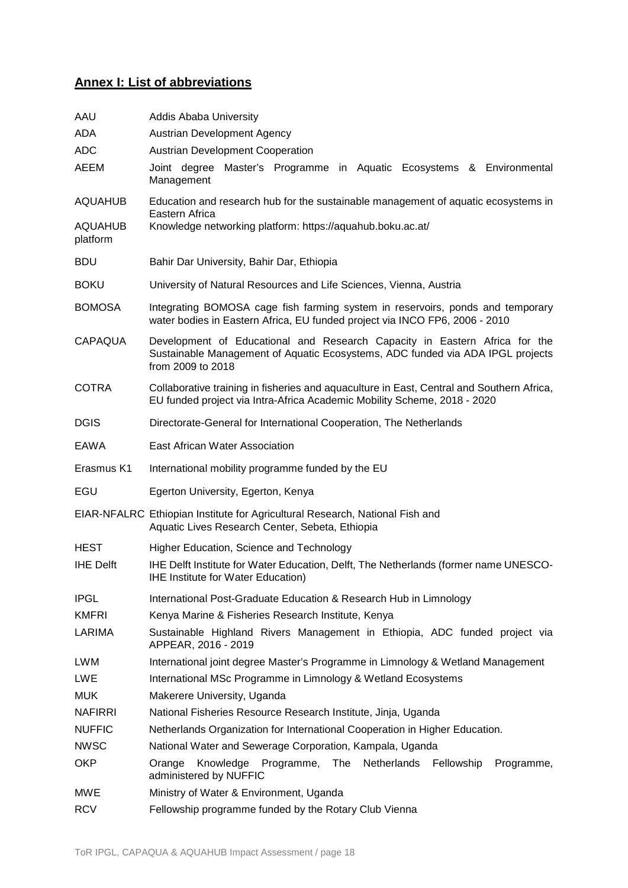## Annex I: List of abbreviations

| | |
|---|---|
| AAU | Addis Ababa University |
| ADA | Austrian Development Agency |
| ADC | Austrian Development Cooperation |
| AEEM | Joint degree Master's Programme in Aquatic Ecosystems & Environmental Management |
| AQUAHUB | Education and research hub for the sustainable management of aquatic ecosystems in Eastern Africa |
| AQUAHUB platform | Knowledge networking platform: https://aquahub.boku.ac.at/ |
| BDU | Bahir Dar University, Bahir Dar, Ethiopia |
| BOKU | University of Natural Resources and Life Sciences, Vienna, Austria |
| BOMOSA | Integrating BOMOSA cage fish farming system in reservoirs, ponds and temporary water bodies in Eastern Africa, EU funded project via INCO FP6, 2006 - 2010 |
| CAPAQUA | Development of Educational and Research Capacity in Eastern Africa for the Sustainable Management of Aquatic Ecosystems, ADC funded via ADA IPGL projects from 2009 to 2018 |
| COTRA | Collaborative training in fisheries and aquaculture in East, Central and Southern Africa, EU funded project via Intra-Africa Academic Mobility Scheme, 2018 - 2020 |
| DGIS | Directorate-General for International Cooperation, The Netherlands |
| EAWA | East African Water Association |
| Erasmus K1 | International mobility programme funded by the EU |
| EGU | Egerton University, Egerton, Kenya |
| EIAR-NFALRC | Ethiopian Institute for Agricultural Research, National Fish and Aquatic Lives Research Center, Sebeta, Ethiopia |
| HEST | Higher Education, Science and Technology |
| IHE Delft | IHE Delft Institute for Water Education, Delft, The Netherlands (former name UNESCO-IHE Institute for Water Education) |
| IPGL | International Post-Graduate Education & Research Hub in Limnology |
| KMFRI | Kenya Marine & Fisheries Research Institute, Kenya |
| LARIMA | Sustainable Highland Rivers Management in Ethiopia, ADC funded project via APPEAR, 2016 - 2019 |
| LWM | International joint degree Master's Programme in Limnology & Wetland Management |
| LWE | International MSc Programme in Limnology & Wetland Ecosystems |
| MUK | Makerere University, Uganda |
| NAFIRRI | National Fisheries Resource Research Institute, Jinja, Uganda |
| NUFFIC | Netherlands Organization for International Cooperation in Higher Education. |
| NWSC | National Water and Sewerage Corporation, Kampala, Uganda |
| OKP | Orange Knowledge Programme, The Netherlands Fellowship Programme, administered by NUFFIC |
| MWE | Ministry of Water & Environment, Uganda |
| RCV | Fellowship programme funded by the Rotary Club Vienna |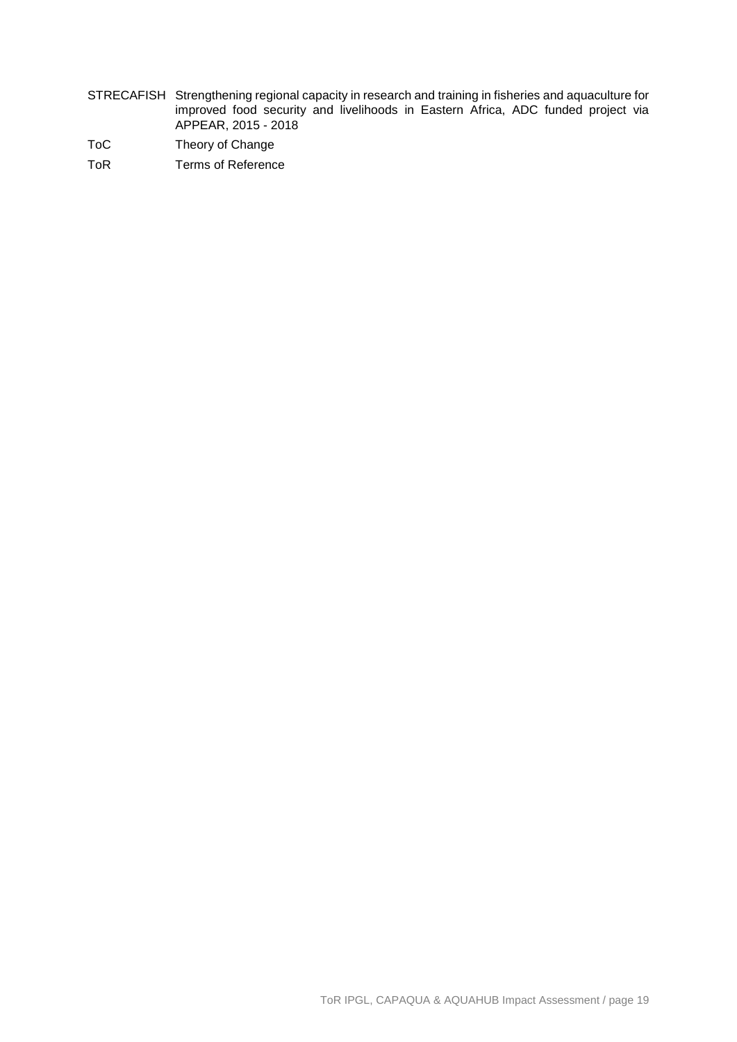| | |
|---|---|
| STRECAFISH | Strengthening regional capacity in research and training in fisheries and aquaculture for improved food security and livelihoods in Eastern Africa, ADC funded project via APPEAR, 2015 - 2018 |
| ToC | Theory of Change |
| ToR | Terms of Reference |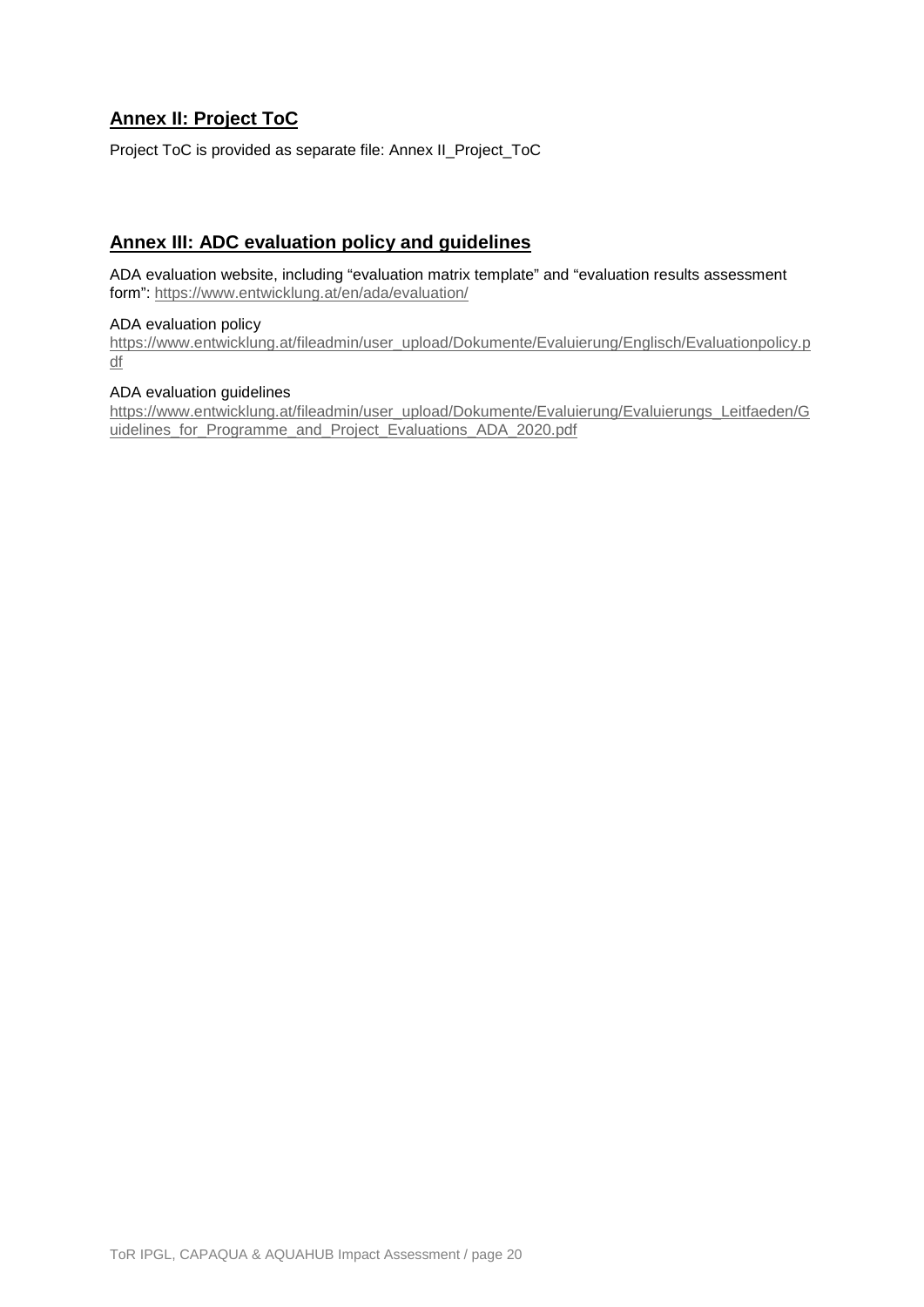## Annex II: Project ToC

Project ToC is provided as separate file: Annex II_Project_ToC

## Annex III: ADC evaluation policy and guidelines

ADA evaluation website, including "evaluation matrix template" and "evaluation results assessment form": https://www.entwicklung.at/en/ada/evaluation/

ADA evaluation policy
https://www.entwicklung.at/fileadmin/user_upload/Dokumente/Evaluierung/Englisch/Evaluationpolicy.pdf

ADA evaluation guidelines
https://www.entwicklung.at/fileadmin/user_upload/Dokumente/Evaluierung/Evaluierungs_Leitfaeden/Guidelines_for_Programme_and_Project_Evaluations_ADA_2020.pdf